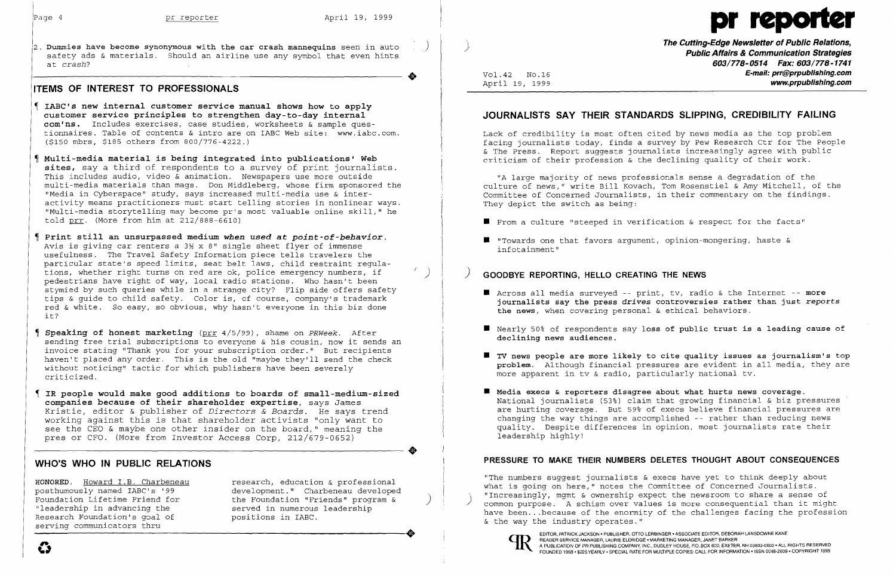2. Dummies have become synonymous with the car crash mannequins seen in auto safety ads & materials. Should an airline use any symbol that even hints at *crash*?

## ITEMS OF INTEREST TO PROFESSIONALS

¶ **IABC's new internal customer service manual shows how to apply customer service principles to strengthen day-to-day internal com'ns.** Includes exercises, case studies, worksheets & sample questionnaires. Table of contents & intro are on IABC Web site: www.iabc.com. ($150 mbrs, $185 others from 800/776-4222.)

¶ **Multi-media material is being integrated into publications' Web sites,** say a third of respondents to a survey of print journalists. This includes audio, video & animation. Newspapers use more outside multi-media materials than mags. Don Middleberg, whose firm sponsored the "Media in Cyberspace" study, says increased multi-media use & interactivity means practitioners must start telling stories in nonlinear ways. "Multi-media storytelling may become pr's most valuable online skill," he told prr. (More from him at 212/888-6610)

¶ **Print still an unsurpassed medium *when used at point-of-behavior*.** Avis is giving car renters a 3½ x 8" single sheet flyer of immense usefulness. The Travel Safety Information piece tells travelers the particular state's speed limits, seat belt laws, child restraint regulations, whether right turns on red are ok, police emergency numbers, if pedestrians have right of way, local radio stations. Who hasn't been stymied by such queries while in a strange city? Flip side offers safety tips & guide to child safety. Color is, of course, company's trademark red & white. So easy, so obvious, why hasn't everyone in this biz done it?

¶ **Speaking of honest marketing** (prr 4/5/99), shame on *PRWeek*. After sending free trial subscriptions to everyone & his cousin, now it sends an invoice stating "Thank you for your subscription order." But recipients haven't placed any order. This is the old "maybe they'll send the check without noticing" tactic for which publishers have been severely criticized.

¶ **IR people would make good additions to boards of small-medium-sized companies because of their shareholder expertise,** says James Kristie, editor & publisher of *Directors & Boards*. He says trend working against this is that shareholder activists "only want to see the CEO & maybe one other insider on the board," meaning the pres or CFO. (More from Investor Access Corp, 212/679-0652)

## WHO'S WHO IN PUBLIC RELATIONS

HONORED. Howard I.B. Charbeneau posthumously named IABC's '99 Foundation Lifetime Friend for "leadership in advancing the Research Foundation's goal of serving communicators thru research, education & professional development." Charbeneau developed the Foundation "Friends" program & served in numerous leadership positions in IABC.

# pr reporter

**The Cutting-Edge Newsletter of Public Relations, Public Affairs & Communication Strategies**
**603/778-0514 Fax: 603/778-1741**
**E-mail: prr@prpublishing.com**
**www.prpublishing.com**

Vol.42 No.16
April 19, 1999

## JOURNALISTS SAY THEIR STANDARDS SLIPPING, CREDIBILITY FAILING

Lack of credibility is most often cited by news media as the top problem facing journalists today, finds a survey by Pew Research Ctr for The People & The Press. Report suggests journalists increasingly agree with public criticism of their profession & the declining quality of their work.

"A large majority of news professionals sense a degradation of the culture of news," write Bill Kovach, Tom Rosenstiel & Amy Mitchell, of the Committee of Concerned Journalists, in their commentary on the findings. They depict the switch as being:

- From a culture "steeped in verification & respect for the facts"
- "Towards one that favors argument, opinion-mongering, haste & infotainment"

### GOODBYE REPORTING, HELLO CREATING THE NEWS

- Across all media surveyed -- print, tv, radio & the Internet -- **more journalists say the press *drives* controversies rather than just *reports* the news**, when covering personal & ethical behaviors.
- Nearly 50% of respondents say **loss of public trust is a leading cause of declining news audiences.**
- **TV news people are more likely to cite quality issues as journalism's top problem.** Although financial pressures are evident in all media, they are more apparent in tv & radio, particularly national tv.
- **Media execs & reporters disagree about what hurts news coverage.** National journalists (53%) claim that growing financial & biz pressures are hurting coverage. But 59% of execs believe financial pressures are changing the way things are accomplished -- rather than reducing news quality. Despite differences in opinion, most journalists rate their leadership highly!

### PRESSURE TO MAKE THEIR NUMBERS DELETES THOUGHT ABOUT CONSEQUENCES

"The numbers suggest journalists & execs have yet to think deeply about what is going on here," notes the Committee of Concerned Journalists. "Increasingly, mgmt & ownership expect the newsroom to share a sense of common purpose. A schism over values is more consequential than it might have been...because of the enormity of the challenges facing the profession & the way the industry operates."

EDITOR, PATRICK JACKSON • PUBLISHER, OTTO LERBINGER • ASSOCIATE EDITOR, DEBORAH LANSDOWNE KANE
READER SERVICE MANAGER, LAURIE ELDRIDGE • MARKETING MANAGER, JANET BARKER
A PUBLICATION OF PR PUBLISHING COMPANY, INC., DUDLEY HOUSE, P.O. BOX 600, EXETER, NH 03833-0600 • ALL RIGHTS RESERVED
FOUNDED 1958 • $225 YEARLY • SPECIAL RATE FOR MULTIPLE COPIES: CALL FOR INFORMATION • ISSN 0048-2609 • COPYRIGHT 1999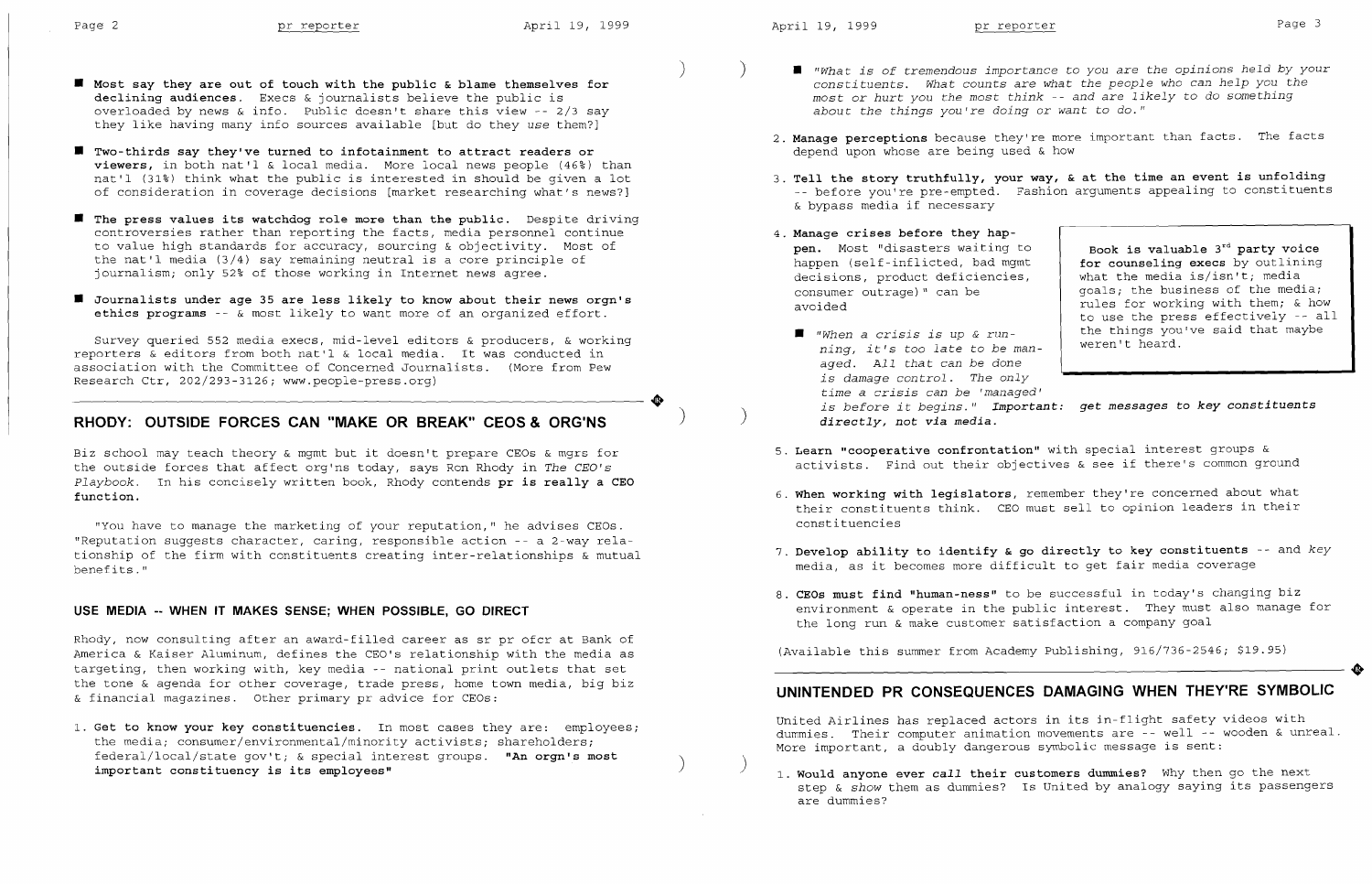- **Most say they are out of touch with the public & blame themselves for declining audiences.** Execs & journalists believe the public is overloaded by news & info. Public doesn't share this view -- 2/3 say they like having many info sources available [but do they *use* them?]

- **Two-thirds say they've turned to infotainment to attract readers or viewers,** in both nat'l & local media. More local news people (46%) than nat'l (31%) think what the public is interested in should be given a lot of consideration in coverage decisions [market researching what's news?]

- **The press values its watchdog role more than the public.** Despite driving controversies rather than reporting the facts, media personnel continue to value high standards for accuracy, sourcing & objectivity. Most of the nat'l media (3/4) say remaining neutral is a core principle of journalism; only 52% of those working in Internet news agree.

- **Journalists under age 35 are less likely to know about their news orgn's ethics programs** -- & most likely to want more of an organized effort.

Survey queried 552 media execs, mid-level editors & producers, & working reporters & editors from both nat'l & local media. It was conducted in association with the Committee of Concerned Journalists. (More from Pew Research Ctr, 202/293-3126; www.people-press.org)

## RHODY: OUTSIDE FORCES CAN "MAKE OR BREAK" CEOS & ORG'NS

Biz school may teach theory & mgmt but it doesn't prepare CEOs & mgrs for the outside forces that affect org'ns today, says Ron Rhody in *The CEO's Playbook*. In his concisely written book, Rhody contends **pr is really a CEO function.**

"You have to manage the marketing of your reputation," he advises CEOs. "Reputation suggests character, caring, responsible action -- a 2-way relationship of the firm with constituents creating inter-relationships & mutual benefits."

### USE MEDIA -- WHEN IT MAKES SENSE; WHEN POSSIBLE, GO DIRECT

Rhody, now consulting after an award-filled career as sr pr ofcr at Bank of America & Kaiser Aluminum, defines the CEO's relationship with the media as targeting, then working with, key media -- national print outlets that set the tone & agenda for other coverage, trade press, home town media, big biz & financial magazines. Other primary pr advice for CEOs:

1. **Get to know your key constituencies.** In most cases they are: employees; the media; consumer/environmental/minority activists; shareholders; federal/local/state gov't; & special interest groups. **"An orgn's most important constituency is its employees"**

   - *"What is of tremendous importance to you are the opinions held by your constituents. What counts are what the people who can help you the most or hurt you the most think -- and are likely to do something about the things you're doing or want to do."*

2. **Manage perceptions** because they're more important than facts. The facts depend upon whose are being used & how

3. **Tell the story truthfully, your way, & at the time an event is unfolding** -- before you're pre-empted. Fashion arguments appealing to constituents & bypass media if necessary

4. **Manage crises before they happen.** Most "disasters waiting to happen (self-inflicted, bad mgmt decisions, product deficiencies, consumer outrage)" can be avoided

   - *"When a crisis is up & running, it's too late to be managed. All that can be done is damage control. The only time a crisis can be 'managed' is before it begins." **Important:** get messages to key constituents directly, not via media.*

> **Book is valuable 3rd party voice for counseling execs** by outlining what the media is/isn't; media goals; the business of the media; rules for working with them; & how to use the press effectively -- all the things you've said that maybe weren't heard.

5. **Learn "cooperative confrontation"** with special interest groups & activists. Find out their objectives & see if there's common ground

6. **When working with legislators,** remember they're concerned about what their constituents think. CEO must sell to opinion leaders in their constituencies

7. **Develop ability to identify & go directly to key constituents** -- and *key* media, as it becomes more difficult to get fair media coverage

8. **CEOs must find "human-ness"** to be successful in today's changing biz environment & operate in the public interest. They must also manage for the long run & make customer satisfaction a company goal

(Available this summer from Academy Publishing, 916/736-2546; $19.95)

## UNINTENDED PR CONSEQUENCES DAMAGING WHEN THEY'RE SYMBOLIC

United Airlines has replaced actors in its in-flight safety videos with dummies. Their computer animation movements are -- well -- wooden & unreal. More important, a doubly dangerous symbolic message is sent:

1. **Would anyone ever *call* their customers dummies?** Why then go the next step & *show* them as dummies? Is United by analogy saying its passengers are dummies?